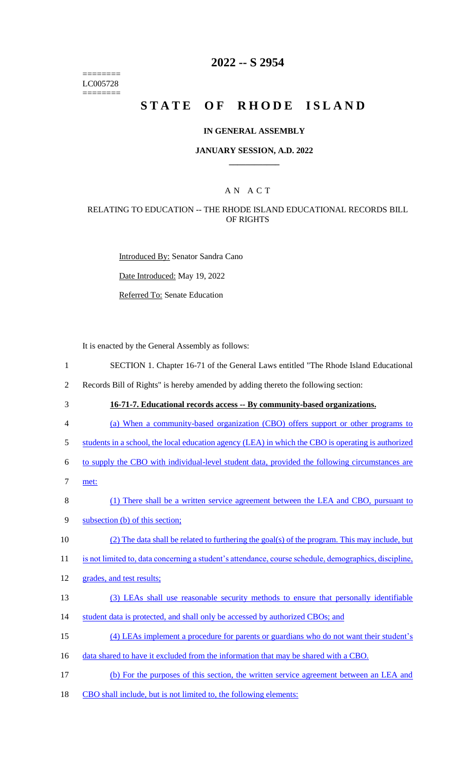========
LC005728
========

# 2022 -- S 2954

# STATE OF RHODE ISLAND

## IN GENERAL ASSEMBLY

### JANUARY SESSION, A.D. 2022

### A N A C T

RELATING TO EDUCATION -- THE RHODE ISLAND EDUCATIONAL RECORDS BILL OF RIGHTS

Introduced By: Senator Sandra Cano

Date Introduced: May 19, 2022

Referred To: Senate Education

It is enacted by the General Assembly as follows:

1 SECTION 1. Chapter 16-71 of the General Laws entitled "The Rhode Island Educational
2 Records Bill of Rights" is hereby amended by adding thereto the following section:

3 **16-71-7. Educational records access -- By community-based organizations.**

4 (a) When a community-based organization (CBO) offers support or other programs to
5 students in a school, the local education agency (LEA) in which the CBO is operating is authorized
6 to supply the CBO with individual-level student data, provided the following circumstances are
7 met:

8 (1) There shall be a written service agreement between the LEA and CBO, pursuant to
9 subsection (b) of this section;

10 (2) The data shall be related to furthering the goal(s) of the program. This may include, but
11 is not limited to, data concerning a student's attendance, course schedule, demographics, discipline,
12 grades, and test results;

13 (3) LEAs shall use reasonable security methods to ensure that personally identifiable
14 student data is protected, and shall only be accessed by authorized CBOs; and

15 (4) LEAs implement a procedure for parents or guardians who do not want their student's
16 data shared to have it excluded from the information that may be shared with a CBO.

17 (b) For the purposes of this section, the written service agreement between an LEA and
18 CBO shall include, but is not limited to, the following elements: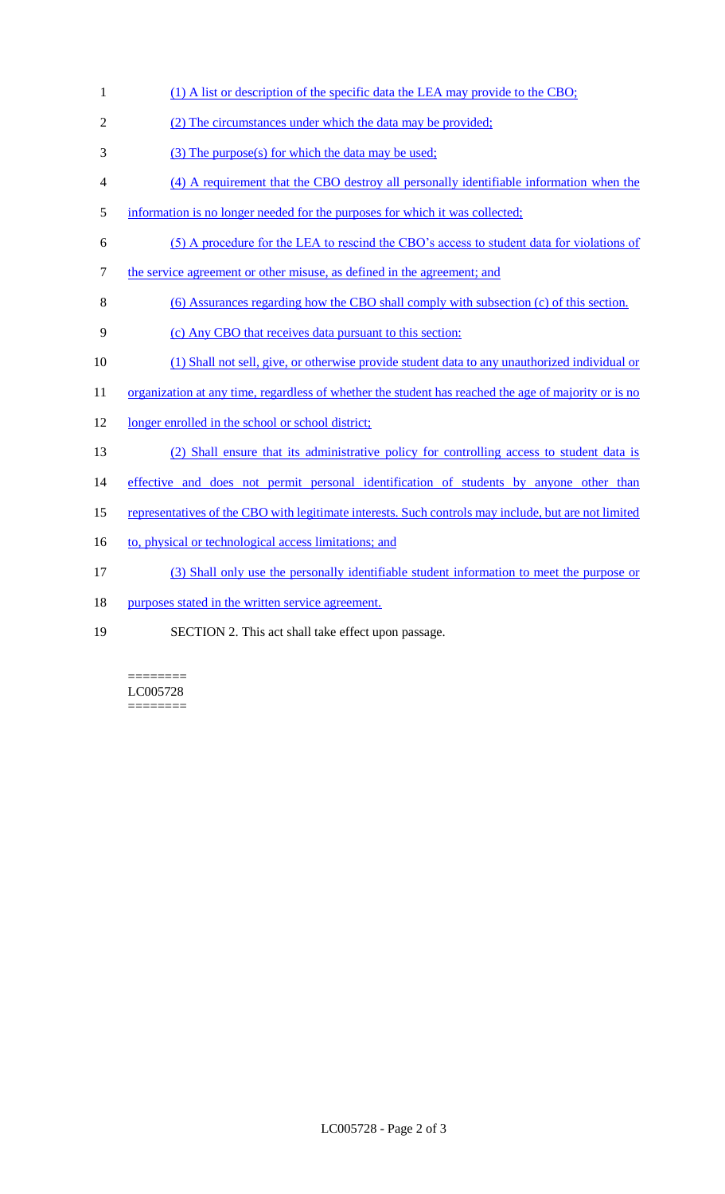(1) A list or description of the specific data the LEA may provide to the CBO;

(2) The circumstances under which the data may be provided;

(3) The purpose(s) for which the data may be used;

(4) A requirement that the CBO destroy all personally identifiable information when the information is no longer needed for the purposes for which it was collected;

(5) A procedure for the LEA to rescind the CBO's access to student data for violations of the service agreement or other misuse, as defined in the agreement; and

(6) Assurances regarding how the CBO shall comply with subsection (c) of this section.

(c) Any CBO that receives data pursuant to this section:

(1) Shall not sell, give, or otherwise provide student data to any unauthorized individual or organization at any time, regardless of whether the student has reached the age of majority or is no longer enrolled in the school or school district;

(2) Shall ensure that its administrative policy for controlling access to student data is effective and does not permit personal identification of students by anyone other than representatives of the CBO with legitimate interests. Such controls may include, but are not limited to, physical or technological access limitations; and

(3) Shall only use the personally identifiable student information to meet the purpose or purposes stated in the written service agreement.

SECTION 2. This act shall take effect upon passage.

========
LC005728
========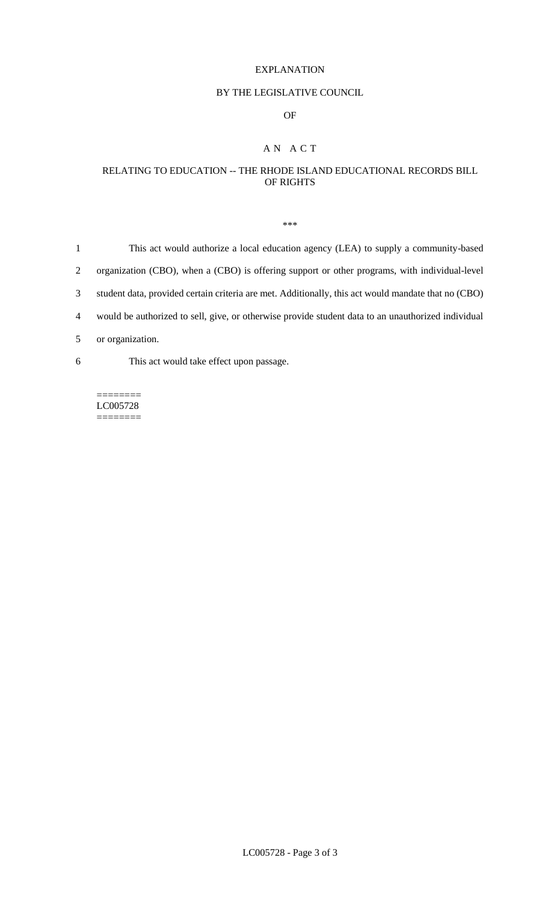EXPLANATION

BY THE LEGISLATIVE COUNCIL

OF

A N A C T

RELATING TO EDUCATION -- THE RHODE ISLAND EDUCATIONAL RECORDS BILL OF RIGHTS

\*\*\*

1 This act would authorize a local education agency (LEA) to supply a community-based
2 organization (CBO), when a (CBO) is offering support or other programs, with individual-level
3 student data, provided certain criteria are met. Additionally, this act would mandate that no (CBO)
4 would be authorized to sell, give, or otherwise provide student data to an unauthorized individual
5 or organization.

6 This act would take effect upon passage.

========
LC005728
========